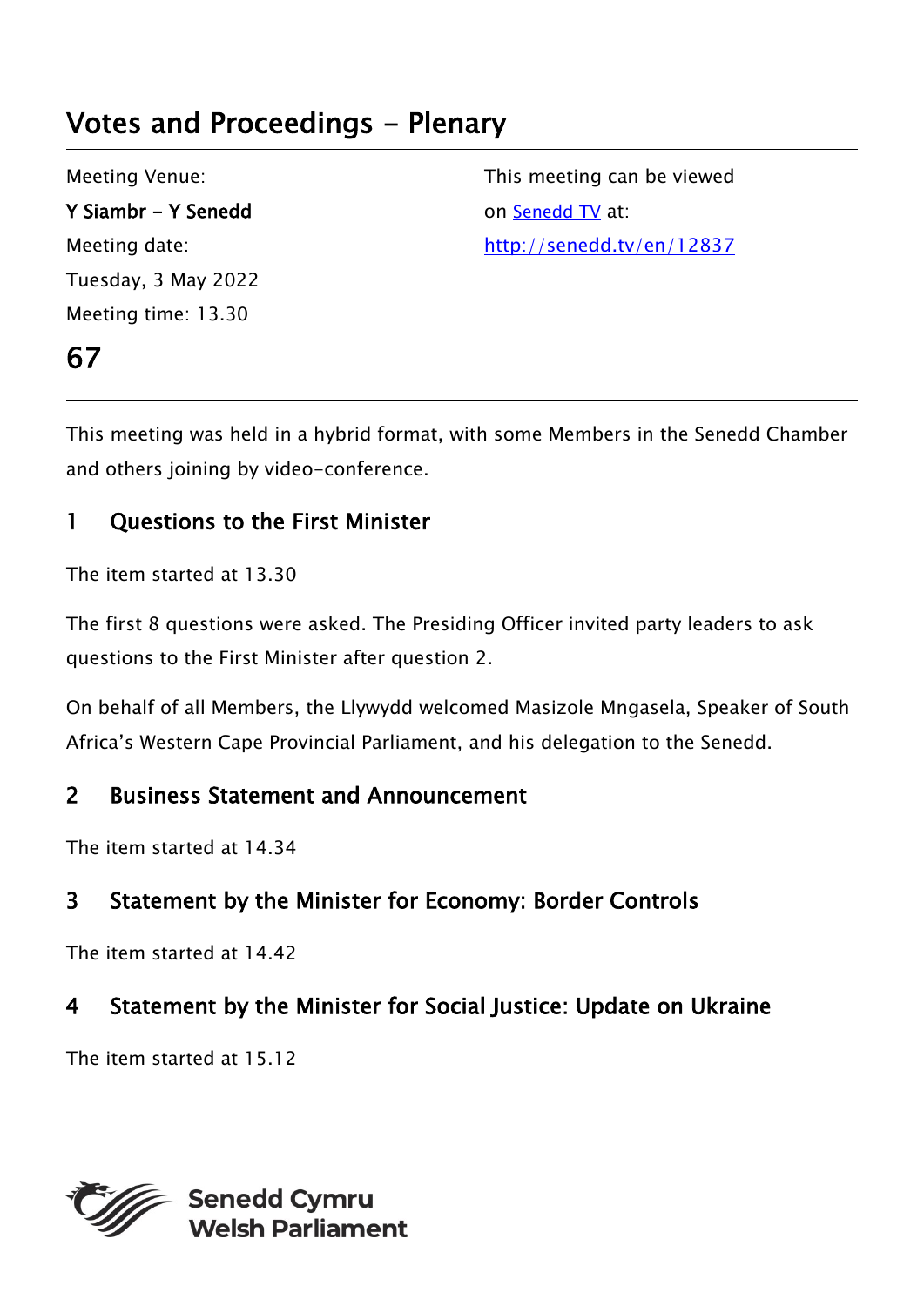# Votes and Proceedings - Plenary

Meeting Venue:

**Y Siambr - Y Senedd**

Meeting date:

Tuesday, 3 May 2022

Meeting time: 13.30

This meeting can be viewed on [Senedd TV](http://senedd.tv/en/12837) at:

http://senedd.tv/en/12837

## 67

This meeting was held in a hybrid format, with some Members in the Senedd Chamber and others joining by video-conference.

## 1 Questions to the First Minister

The item started at 13.30

The first 8 questions were asked. The Presiding Officer invited party leaders to ask questions to the First Minister after question 2.

On behalf of all Members, the Llywydd welcomed Masizole Mngasela, Speaker of South Africa's Western Cape Provincial Parliament, and his delegation to the Senedd.

## 2 Business Statement and Announcement

The item started at 14.34

## 3 Statement by the Minister for Economy: Border Controls

The item started at 14.42

## 4 Statement by the Minister for Social Justice: Update on Ukraine

The item started at 15.12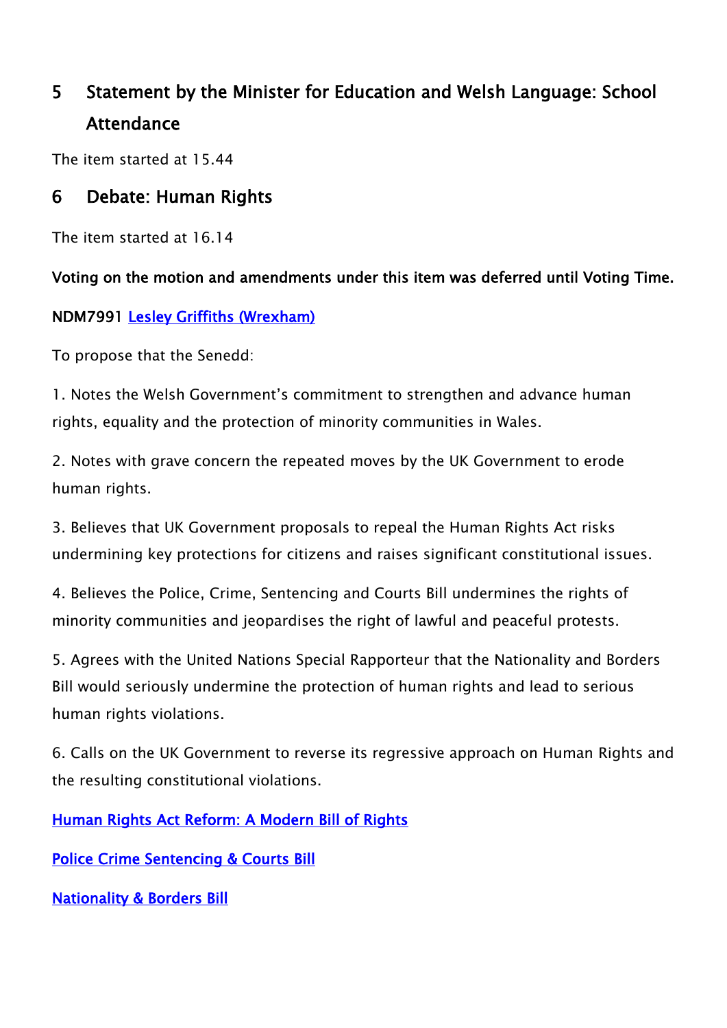## 5 Statement by the Minister for Education and Welsh Language: School Attendance

The item started at 15.44

## 6 Debate: Human Rights

The item started at 16.14

**Voting on the motion and amendments under this item was deferred until Voting Time.**

**NDM7991** [Lesley Griffiths (Wrexham)]()

To propose that the Senedd:

1. Notes the Welsh Government's commitment to strengthen and advance human rights, equality and the protection of minority communities in Wales.

2. Notes with grave concern the repeated moves by the UK Government to erode human rights.

3. Believes that UK Government proposals to repeal the Human Rights Act risks undermining key protections for citizens and raises significant constitutional issues.

4. Believes the Police, Crime, Sentencing and Courts Bill undermines the rights of minority communities and jeopardises the right of lawful and peaceful protests.

5. Agrees with the United Nations Special Rapporteur that the Nationality and Borders Bill would seriously undermine the protection of human rights and lead to serious human rights violations.

6. Calls on the UK Government to reverse its regressive approach on Human Rights and the resulting constitutional violations.

[Human Rights Act Reform: A Modern Bill of Rights]()

[Police Crime Sentencing & Courts Bill]()

[Nationality & Borders Bill]()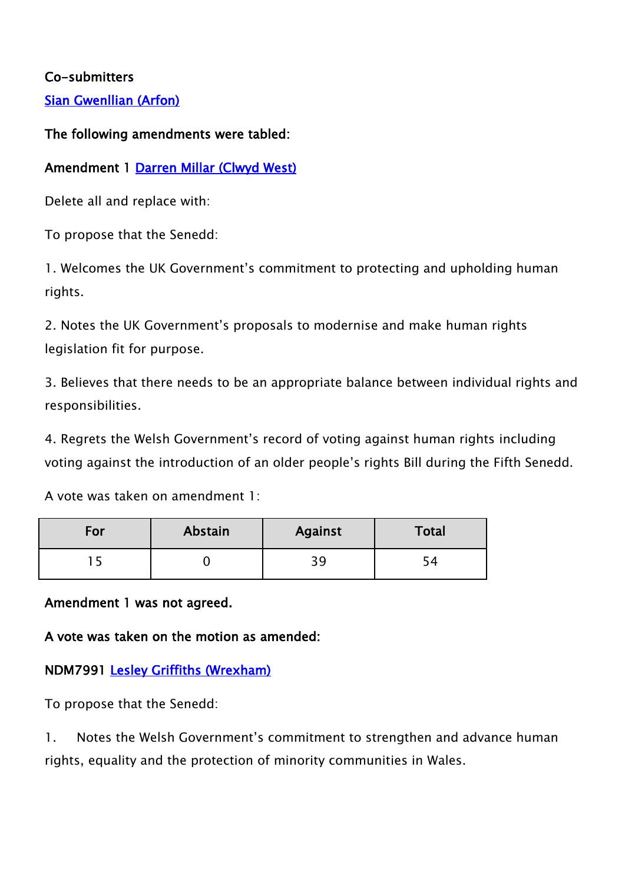**Co-submitters**

[Sian Gwenllian (Arfon)]

**The following amendments were tabled:**

**Amendment 1** [Darren Millar (Clwyd West)]

Delete all and replace with:

To propose that the Senedd:

1. Welcomes the UK Government's commitment to protecting and upholding human rights.

2. Notes the UK Government's proposals to modernise and make human rights legislation fit for purpose.

3. Believes that there needs to be an appropriate balance between individual rights and responsibilities.

4. Regrets the Welsh Government's record of voting against human rights including voting against the introduction of an older people's rights Bill during the Fifth Senedd.

A vote was taken on amendment 1:

| For | Abstain | Against | Total |
|---|---|---|---|
| 15 | 0 | 39 | 54 |

**Amendment 1 was not agreed.**

**A vote was taken on the motion as amended:**

**NDM7991** [Lesley Griffiths (Wrexham)]

To propose that the Senedd:

1. Notes the Welsh Government's commitment to strengthen and advance human rights, equality and the protection of minority communities in Wales.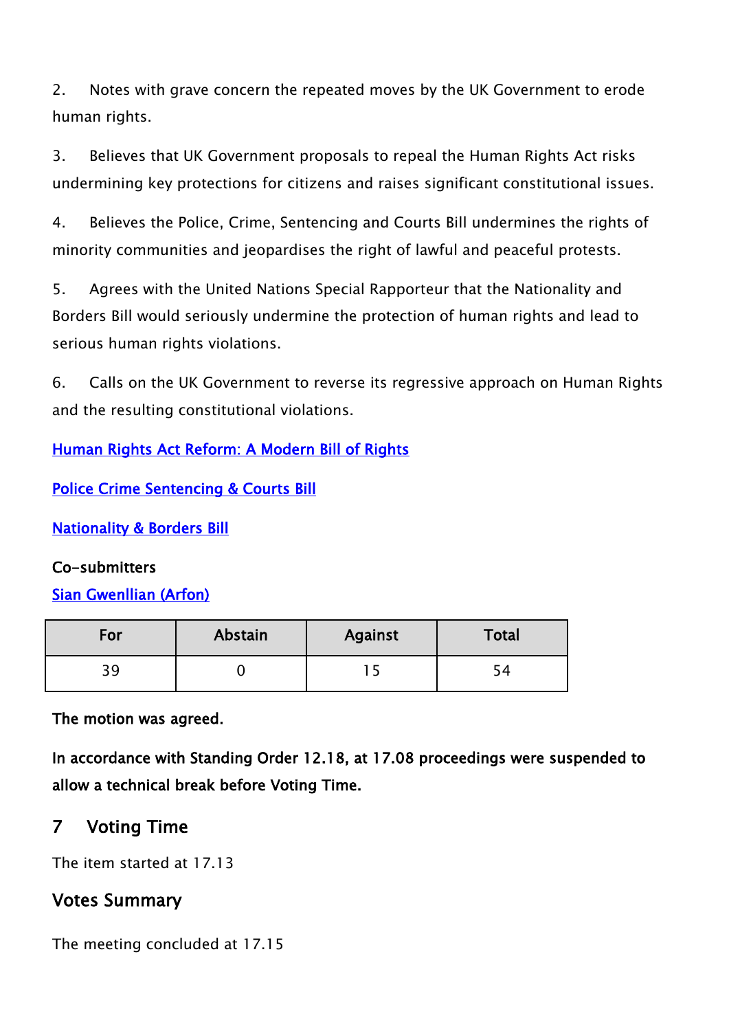2. Notes with grave concern the repeated moves by the UK Government to erode human rights.

3. Believes that UK Government proposals to repeal the Human Rights Act risks undermining key protections for citizens and raises significant constitutional issues.

4. Believes the Police, Crime, Sentencing and Courts Bill undermines the rights of minority communities and jeopardises the right of lawful and peaceful protests.

5. Agrees with the United Nations Special Rapporteur that the Nationality and Borders Bill would seriously undermine the protection of human rights and lead to serious human rights violations.

6. Calls on the UK Government to reverse its regressive approach on Human Rights and the resulting constitutional violations.

Human Rights Act Reform: A Modern Bill of Rights

Police Crime Sentencing & Courts Bill

Nationality & Borders Bill

**Co-submitters**

Sian Gwenllian (Arfon)

| For | Abstain | Against | Total |
| --- | --- | --- | --- |
| 39 | 0 | 15 | 54 |

**The motion was agreed.**

**In accordance with Standing Order 12.18, at 17.08 proceedings were suspended to allow a technical break before Voting Time.**

## 7 Voting Time

The item started at 17.13

## Votes Summary

The meeting concluded at 17.15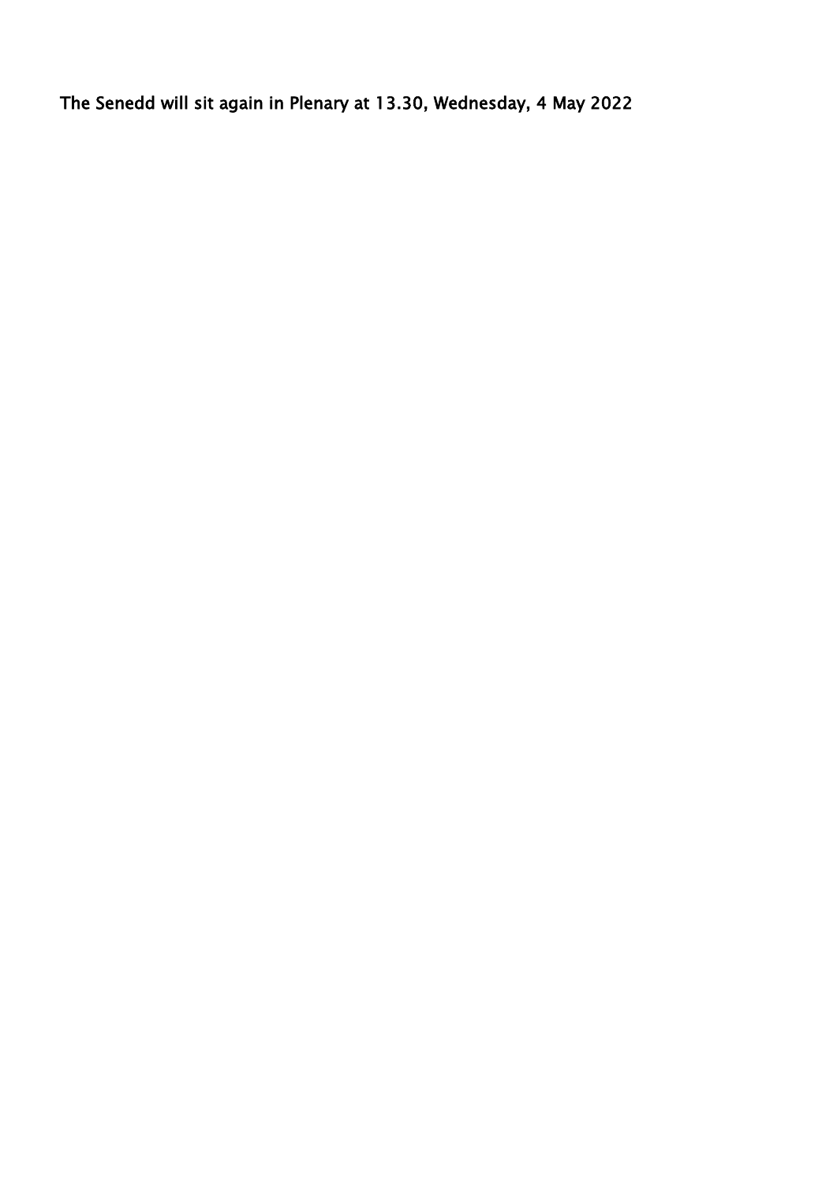**The Senedd will sit again in Plenary at 13.30, Wednesday, 4 May 2022**